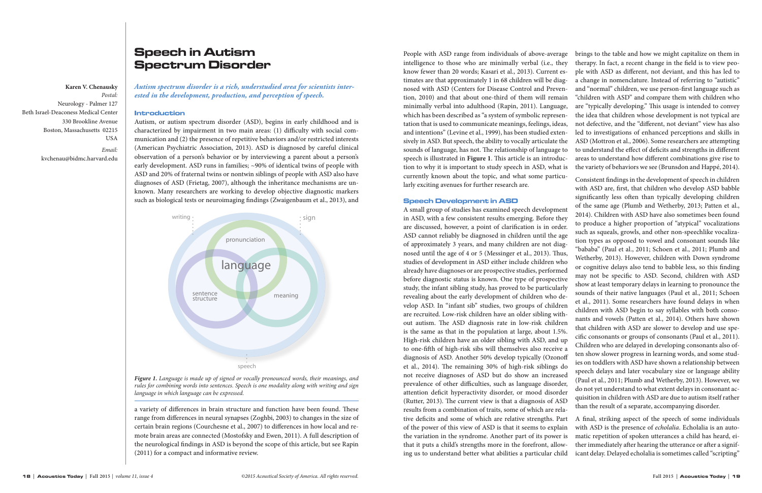# Speech in Autism Spectrum Disorder

**Karen V. Chenausky**

*Postal:*
Neurology - Palmer 127
Beth Israel-Deaconess Medical Center
330 Brookline Avenue
Boston, Massachusetts 02215
USA

*Email:*
kvchenau@bidmc.harvard.edu

***Autism spectrum disorder is a rich, understudied area for scientists interested in the development, production, and perception of speech.***

## Introduction

Autism, or autism spectrum disorder (ASD), begins in early childhood and is characterized by impairment in two main areas: (1) difficulty with social communication and (2) the presence of repetitive behaviors and/or restricted interests (American Psychiatric Association, 2013). ASD is diagnosed by careful clinical observation of a person's behavior or by interviewing a parent about a person's early development. ASD runs in families; ~90% of identical twins of people with ASD and 20% of fraternal twins or nontwin siblings of people with ASD also have diagnoses of ASD (Frietag, 2007), although the inheritance mechanisms are unknown. Many researchers are working to develop objective diagnostic markers such as biological tests or neuroimaging findings (Zwaigenbaum et al., 2013), and a variety of differences in brain structure and function have been found. These range from differences in neural synapses (Zoghbi, 2003) to changes in the size of certain brain regions (Courchesne et al., 2007) to differences in how local and remote brain areas are connected (Mostofsky and Ewen, 2011). A full description of the neurological findings in ASD is beyond the scope of this article, but see Rapin (2011) for a compact and informative review.

*Figure 1. Language is made up of signed or vocally pronounced words, their meanings, and rules for combining words into sentences. Speech is one modality along with writing and sign language in which language can be expressed.*

People with ASD range from individuals of above-average intelligence to those who are minimally verbal (i.e., they know fewer than 20 words; Kasari et al., 2013). Current estimates are that approximately 1 in 68 children will be diagnosed with ASD (Centers for Disease Control and Prevention, 2010) and that about one-third of them will remain minimally verbal into adulthood (Rapin, 2011). Language, which has been described as "a system of symbolic representation that is used to communicate meanings, feelings, ideas, and intentions" (Levine et al., 1999), has been studied extensively in ASD. But speech, the ability to vocally articulate the sounds of language, has not. The relationship of language to speech is illustrated in **Figure 1**. This article is an introduction to why it is important to study speech in ASD, what is currently known about the topic, and what some particularly exciting avenues for further research are.

## Speech Development in ASD

A small group of studies has examined speech development in ASD, with a few consistent results emerging. Before they are discussed, however, a point of clarification is in order. ASD cannot reliably be diagnosed in children until the age of approximately 3 years, and many children are not diagnosed until the age of 4 or 5 (Messinger et al., 2013). Thus, studies of development in ASD either include children who already have diagnoses or are prospective studies, performed before diagnostic status is known. One type of prospective study, the infant sibling study, has proved to be particularly revealing about the early development of children who develop ASD. In "infant sib" studies, two groups of children are recruited. Low-risk children have an older sibling without autism. The ASD diagnosis rate in low-risk children is the same as that in the population at large, about 1.5%. High-risk children have an older sibling with ASD, and up to one-fifth of high-risk sibs will themselves also receive a diagnosis of ASD. Another 50% develop typically (Ozonoff et al., 2014). The remaining 30% of high-risk siblings do not receive diagnoses of ASD but do show an increased prevalence of other difficulties, such as language disorder, attention deficit hyperactivity disorder, or mood disorder (Rutter, 2013). The current view is that a diagnosis of ASD results from a combination of traits, some of which are relative deficits and some of which are relative strengths. Part of the power of this view of ASD is that it seems to explain the variation in the syndrome. Another part of its power is that it puts a child's strengths more in the forefront, allowing us to understand better what abilities a particular child brings to the table and how we might capitalize on them in therapy. In fact, a recent change in the field is to view people with ASD as different, not deviant, and this has led to a change in nomenclature. Instead of referring to "autistic" and "normal" children, we use person-first language such as "children with ASD" and compare them with children who are "typically developing." This usage is intended to convey the idea that children whose development is not typical are not defective, and the "different, not deviant" view has also led to investigations of enhanced perceptions and skills in ASD (Mottron et al., 2006). Some researchers are attempting to understand the effect of deficits and strengths in different areas to understand how different combinations give rise to the variety of behaviors we see (Brunsdon and Happé, 2014).

Consistent findings in the development of speech in children with ASD are, first, that children who develop ASD babble significantly less often than typically developing children of the same age (Plumb and Wetherby, 2013; Patten et al., 2014). Children with ASD have also sometimes been found to produce a higher proportion of "atypical" vocalizations such as squeals, growls, and other non-speechlike vocalization types as opposed to vowel and consonant sounds like "bababa" (Paul et al., 2011; Schoen et al., 2011; Plumb and Wetherby, 2013). However, children with Down syndrome or cognitive delays also tend to babble less, so this finding may not be specific to ASD. Second, children with ASD show at least temporary delays in learning to pronounce the sounds of their native languages (Paul et al., 2011; Schoen et al., 2011). Some researchers have found delays in when children with ASD begin to say syllables with both consonants and vowels (Patten et al., 2014). Others have shown that children with ASD are slower to develop and use specific consonants or groups of consonants (Paul et al., 2011). Children who are delayed in developing consonants also often show slower progress in learning words, and some studies on toddlers with ASD have shown a relationship between speech delays and later vocabulary size or language ability (Paul et al., 2011; Plumb and Wetherby, 2013). However, we do not yet understand to what extent delays in consonant acquisition in children with ASD are due to autism itself rather than the result of a separate, accompanying disorder.

A final, striking aspect of the speech of some individuals with ASD is the presence of *echolalia*. Echolalia is an automatic repetition of spoken utterances a child has heard, either immediately after hearing the utterance or after a significant delay. Delayed echolalia is sometimes called "scripting"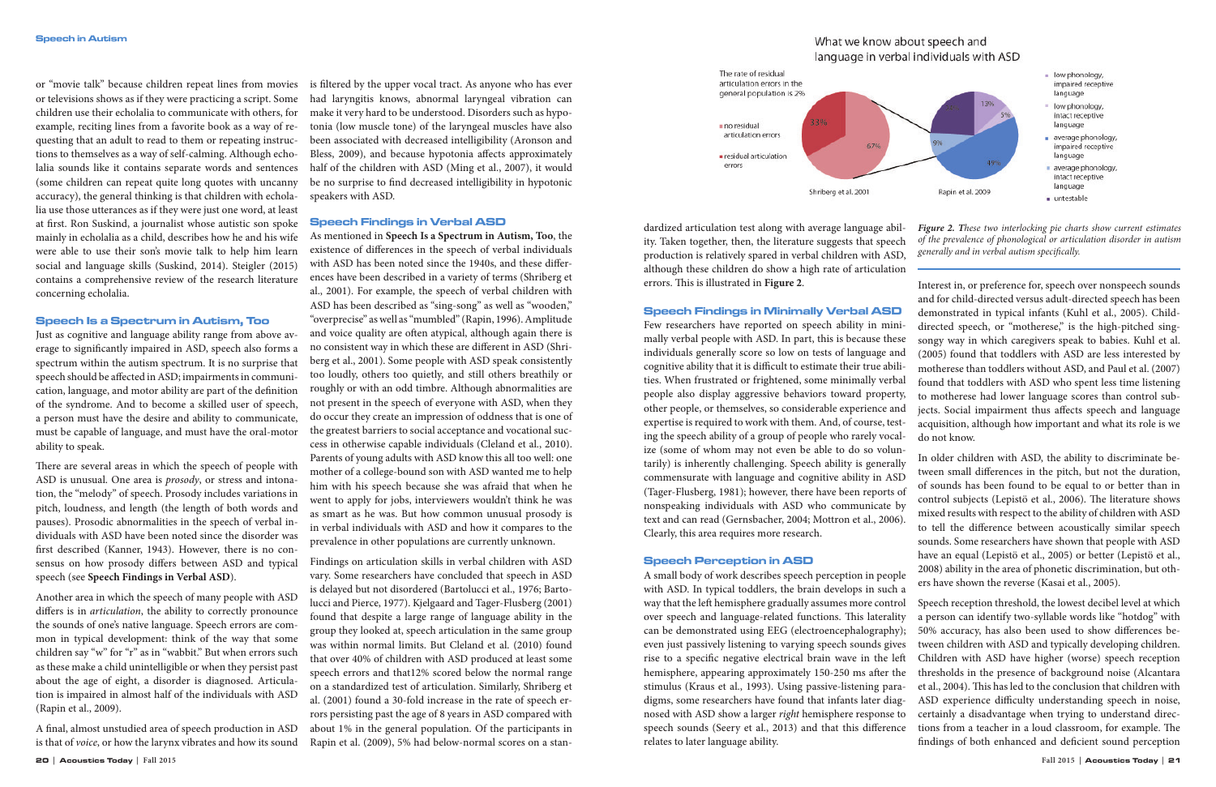or "movie talk" because children repeat lines from movies or televisions shows as if they were practicing a script. Some children use their echolalia to communicate with others, for example, reciting lines from a favorite book as a way of requesting that an adult to read to them or repeating instructions to themselves as a way of self-calming. Although echolalia sounds like it contains separate words and sentences (some children can repeat quite long quotes with uncanny accuracy), the general thinking is that children with echolalia use those utterances as if they were just one word, at least at first. Ron Suskind, a journalist whose autistic son spoke mainly in echolalia as a child, describes how he and his wife were able to use their son's movie talk to help him learn social and language skills (Suskind, 2014). Steigler (2015) contains a comprehensive review of the research literature concerning echolalia.

## Speech Is a Spectrum in Autism, Too

Just as cognitive and language ability range from above average to significantly impaired in ASD, speech also forms a spectrum within the autism spectrum. It is no surprise that speech should be affected in ASD; impairments in communication, language, and motor ability are part of the definition of the syndrome. And to become a skilled user of speech, a person must have the desire and ability to communicate, must be capable of language, and must have the oral-motor ability to speak.

There are several areas in which the speech of people with ASD is unusual. One area is *prosody*, or stress and intonation, the "melody" of speech. Prosody includes variations in pitch, loudness, and length (the length of both words and pauses). Prosodic abnormalities in the speech of verbal individuals with ASD have been noted since the disorder was first described (Kanner, 1943). However, there is no consensus on how prosody differs between ASD and typical speech (see **Speech Findings in Verbal ASD**).

Another area in which the speech of many people with ASD differs is in *articulation*, the ability to correctly pronounce the sounds of one's native language. Speech errors are common in typical development: think of the way that some children say "w" for "r" as in "wabbit." But when errors such as these make a child unintelligible or when they persist past about the age of eight, a disorder is diagnosed. Articulation is impaired in almost half of the individuals with ASD (Rapin et al., 2009).

A final, almost unstudied area of speech production in ASD is that of *voice*, or how the larynx vibrates and how its sound is filtered by the upper vocal tract. As anyone who has ever had laryngitis knows, abnormal laryngeal vibration can make it very hard to be understood. Disorders such as hypotonia (low muscle tone) of the laryngeal muscles have also been associated with decreased intelligibility (Aronson and Bless, 2009), and because hypotonia affects approximately half of the children with ASD (Ming et al., 2007), it would be no surprise to find decreased intelligibility in hypotonic speakers with ASD.

## Speech Findings in Verbal ASD

As mentioned in **Speech Is a Spectrum in Autism, Too**, the existence of differences in the speech of verbal individuals with ASD has been noted since the 1940s, and these differences have been described in a variety of terms (Shriberg et al., 2001). For example, the speech of verbal children with ASD has been described as "sing-song" as well as "wooden," "overprecise" as well as "mumbled" (Rapin, 1996). Amplitude and voice quality are often atypical, although again there is no consistent way in which these are different in ASD (Shriberg et al., 2001). Some people with ASD speak consistently too loudly, others too quietly, and still others breathily or roughly or with an odd timbre. Although abnormalities are not present in the speech of everyone with ASD, when they do occur they create an impression of oddness that is one of the greatest barriers to social acceptance and vocational success in otherwise capable individuals (Cleland et al., 2010). Parents of young adults with ASD know this all too well: one mother of a college-bound son with ASD wanted me to help him with his speech because she was afraid that when he went to apply for jobs, interviewers wouldn't think he was as smart as he was. But how common unusual prosody is in verbal individuals with ASD and how it compares to the prevalence in other populations are currently unknown.

Findings on articulation skills in verbal children with ASD vary. Some researchers have concluded that speech in ASD is delayed but not disordered (Bartolucci et al., 1976; Bartolucci and Pierce, 1977). Kjelgaard and Tager-Flusberg (2001) found that despite a large range of language ability in the group they looked at, speech articulation in the same group was within normal limits. But Cleland et al. (2010) found that over 40% of children with ASD produced at least some speech errors and that12% scored below the normal range on a standardized test of articulation. Similarly, Shriberg et al. (2001) found a 30-fold increase in the rate of speech errors persisting past the age of 8 years in ASD compared with about 1% in the general population. Of the participants in Rapin et al. (2009), 5% had below-normal scores on a standardized articulation test along with average language ability. Taken together, then, the literature suggests that speech production is relatively spared in verbal children with ASD, although these children do show a high rate of articulation errors. This is illustrated in **Figure 2**.

What we know about speech and language in verbal individuals with ASD

The rate of residual articulation errors in the general population is 2%

- no residual articulation errors (67%)
- residual articulation errors (33%)

Shriberg et al. 2001

- low phonology, impaired receptive language
- low phonology, intact receptive language
- average phonology, impaired receptive language
- average phonology, intact receptive language
- untestable

Rapin et al. 2009 (13%, 5%, 49%, 9%)

***Figure 2.*** *These two interlocking pie charts show current estimates of the prevalence of phonological or articulation disorder in autism generally and in verbal autism specifically.*

## Speech Findings in Minimally Verbal ASD

Few researchers have reported on speech ability in minimally verbal people with ASD. In part, this is because these individuals generally score so low on tests of language and cognitive ability that it is difficult to estimate their true abilities. When frustrated or frightened, some minimally verbal people also display aggressive behaviors toward property, other people, or themselves, so considerable experience and expertise is required to work with them. And, of course, testing the speech ability of a group of people who rarely vocalize (some of whom may not even be able to do so voluntarily) is inherently challenging. Speech ability is generally commensurate with language and cognitive ability in ASD (Tager-Flusberg, 1981); however, there have been reports of nonspeaking individuals with ASD who communicate by text and can read (Gernsbacher, 2004; Mottron et al., 2006). Clearly, this area requires more research.

## Speech Perception in ASD

A small body of work describes speech perception in people with ASD. In typical toddlers, the brain develops in such a way that the left hemisphere gradually assumes more control over speech and language-related functions. This laterality can be demonstrated using EEG (electroencephalography); even just passively listening to varying speech sounds gives rise to a specific negative electrical brain wave in the left hemisphere, appearing approximately 150-250 ms after the stimulus (Kraus et al., 1993). Using passive-listening paradigms, some researchers have found that infants later diagnosed with ASD show a larger *right* hemisphere response to speech sounds (Seery et al., 2013) and that this difference relates to later language ability.

Interest in, or preference for, speech over nonspeech sounds and for child-directed versus adult-directed speech has been demonstrated in typical infants (Kuhl et al., 2005). Child-directed speech, or "motherese," is the high-pitched singsongy way in which caregivers speak to babies. Kuhl et al. (2005) found that toddlers with ASD are less interested by motherese than toddlers without ASD, and Paul et al. (2007) found that toddlers with ASD who spent less time listening to motherese had lower language scores than control subjects. Social impairment thus affects speech and language acquisition, although how important and what its role is we do not know.

In older children with ASD, the ability to discriminate between small differences in the pitch, but not the duration, of sounds has been found to be equal to or better than in control subjects (Lepistö et al., 2006). The literature shows mixed results with respect to the ability of children with ASD to tell the difference between acoustically similar speech sounds. Some researchers have shown that people with ASD have an equal (Lepistö et al., 2005) or better (Lepistö et al., 2008) ability in the area of phonetic discrimination, but others have shown the reverse (Kasai et al., 2005).

Speech reception threshold, the lowest decibel level at which a person can identify two-syllable words like "hotdog" with 50% accuracy, has also been used to show differences between children with ASD and typically developing children. Children with ASD have higher (worse) speech reception thresholds in the presence of background noise (Alcantara et al., 2004). This has led to the conclusion that children with ASD experience difficulty understanding speech in noise, certainly a disadvantage when trying to understand directions from a teacher in a loud classroom, for example. The findings of both enhanced and deficient sound perception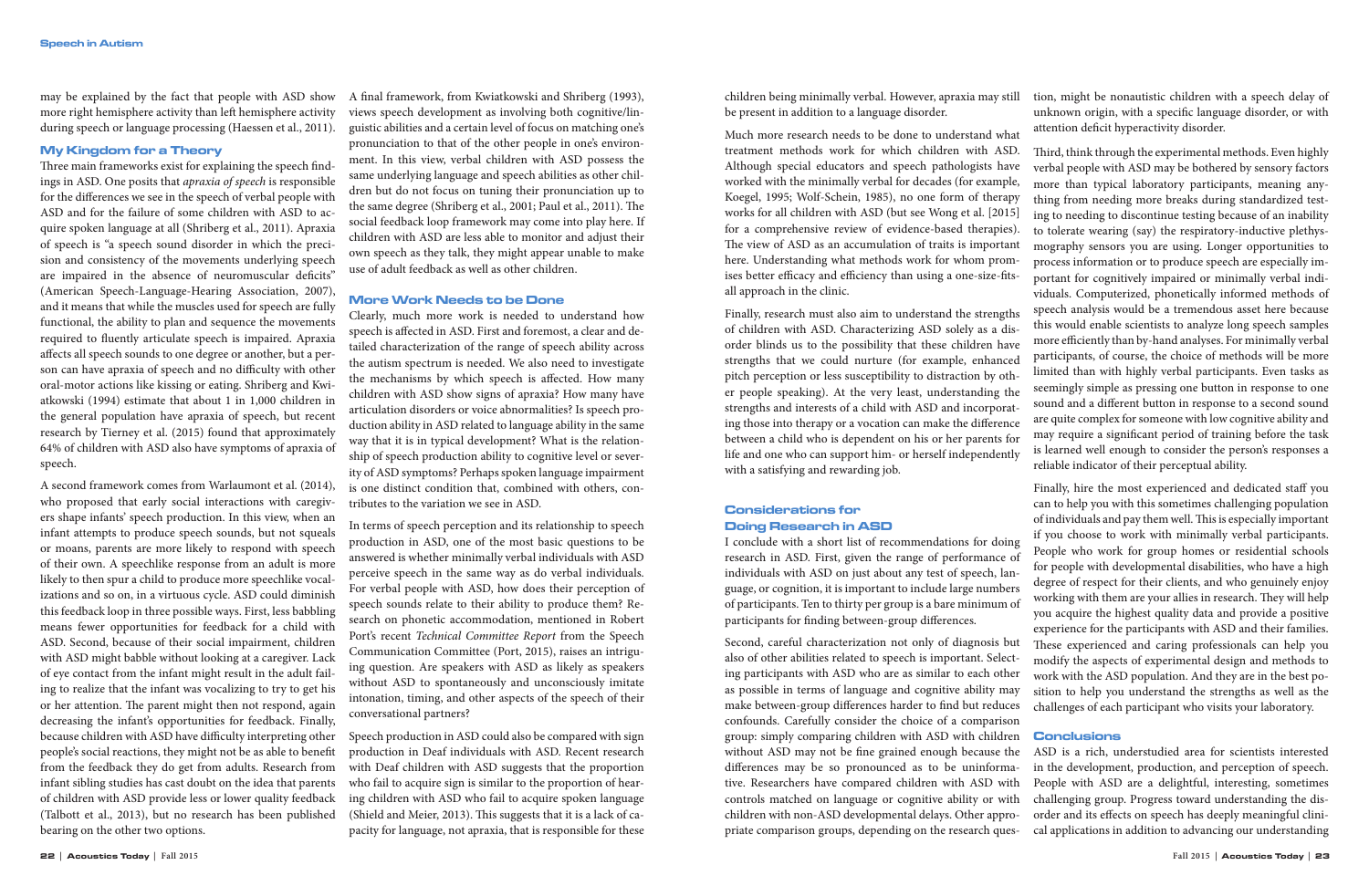may be explained by the fact that people with ASD show more right hemisphere activity than left hemisphere activity during speech or language processing (Haessen et al., 2011).

## My Kingdom for a Theory

Three main frameworks exist for explaining the speech findings in ASD. One posits that *apraxia of speech* is responsible for the differences we see in the speech of verbal people with ASD and for the failure of some children with ASD to acquire spoken language at all (Shriberg et al., 2011). Apraxia of speech is "a speech sound disorder in which the precision and consistency of the movements underlying speech are impaired in the absence of neuromuscular deficits" (American Speech-Language-Hearing Association, 2007), and it means that while the muscles used for speech are fully functional, the ability to plan and sequence the movements required to fluently articulate speech is impaired. Apraxia affects all speech sounds to one degree or another, but a person can have apraxia of speech and no difficulty with other oral-motor actions like kissing or eating. Shriberg and Kwiatkowski (1994) estimate that about 1 in 1,000 children in the general population have apraxia of speech, but recent research by Tierney et al. (2015) found that approximately 64% of children with ASD also have symptoms of apraxia of speech.

A second framework comes from Warlaumont et al. (2014), who proposed that early social interactions with caregivers shape infants' speech production. In this view, when an infant attempts to produce speech sounds, but not squeals or moans, parents are more likely to respond with speech of their own. A speechlike response from an adult is more likely to then spur a child to produce more speechlike vocalizations and so on, in a virtuous cycle. ASD could diminish this feedback loop in three possible ways. First, less babbling means fewer opportunities for feedback for a child with ASD. Second, because of their social impairment, children with ASD might babble without looking at a caregiver. Lack of eye contact from the infant might result in the adult failing to realize that the infant was vocalizing to try to get his or her attention. The parent might then not respond, again decreasing the infant's opportunities for feedback. Finally, because children with ASD have difficulty interpreting other people's social reactions, they might not be as able to benefit from the feedback they do get from adults. Research from infant sibling studies has cast doubt on the idea that parents of children with ASD provide less or lower quality feedback (Talbott et al., 2013), but no research has been published bearing on the other two options.

A final framework, from Kwiatkowski and Shriberg (1993), views speech development as involving both cognitive/linguistic abilities and a certain level of focus on matching one's pronunciation to that of the other people in one's environment. In this view, verbal children with ASD possess the same underlying language and speech abilities as other children but do not focus on tuning their pronunciation up to the same degree (Shriberg et al., 2001; Paul et al., 2011). The social feedback loop framework may come into play here. If children with ASD are less able to monitor and adjust their own speech as they talk, they might appear unable to make use of adult feedback as well as other children.

## More Work Needs to be Done

Clearly, much more work is needed to understand how speech is affected in ASD. First and foremost, a clear and detailed characterization of the range of speech ability across the autism spectrum is needed. We also need to investigate the mechanisms by which speech is affected. How many children with ASD show signs of apraxia? How many have articulation disorders or voice abnormalities? Is speech production ability in ASD related to language ability in the same way that it is in typical development? What is the relationship of speech production ability to cognitive level or severity of ASD symptoms? Perhaps spoken language impairment is one distinct condition that, combined with others, contributes to the variation we see in ASD.

In terms of speech perception and its relationship to speech production in ASD, one of the most basic questions to be answered is whether minimally verbal individuals with ASD perceive speech in the same way as do verbal individuals. For verbal people with ASD, how does their perception of speech sounds relate to their ability to produce them? Research on phonetic accommodation, mentioned in Robert Port's recent *Technical Committee Report* from the Speech Communication Committee (Port, 2015), raises an intriguing question. Are speakers with ASD as likely as speakers without ASD to spontaneously and unconsciously imitate intonation, timing, and other aspects of the speech of their conversational partners?

Speech production in ASD could also be compared with sign production in Deaf individuals with ASD. Recent research with Deaf children with ASD suggests that the proportion who fail to acquire sign is similar to the proportion of hearing children with ASD who fail to acquire spoken language (Shield and Meier, 2013). This suggests that it is a lack of capacity for language, not apraxia, that is responsible for these children being minimally verbal. However, apraxia may still be present in addition to a language disorder.

Much more research needs to be done to understand what treatment methods work for which children with ASD. Although special educators and speech pathologists have worked with the minimally verbal for decades (for example, Koegel, 1995; Wolf-Schein, 1985), no one form of therapy works for all children with ASD (but see Wong et al. [2015] for a comprehensive review of evidence-based therapies). The view of ASD as an accumulation of traits is important here. Understanding what methods work for whom promises better efficacy and efficiency than using a one-size-fits-all approach in the clinic.

Finally, research must also aim to understand the strengths of children with ASD. Characterizing ASD solely as a disorder blinds us to the possibility that these children have strengths that we could nurture (for example, enhanced pitch perception or less susceptibility to distraction by other people speaking). At the very least, understanding the strengths and interests of a child with ASD and incorporating those into therapy or a vocation can make the difference between a child who is dependent on his or her parents for life and one who can support him- or herself independently with a satisfying and rewarding job.

## Considerations for Doing Research in ASD

I conclude with a short list of recommendations for doing research in ASD. First, given the range of performance of individuals with ASD on just about any test of speech, language, or cognition, it is important to include large numbers of participants. Ten to thirty per group is a bare minimum of participants for finding between-group differences.

Second, careful characterization not only of diagnosis but also of other abilities related to speech is important. Selecting participants with ASD who are as similar to each other as possible in terms of language and cognitive ability may make between-group differences harder to find but reduces confounds. Carefully consider the choice of a comparison group: simply comparing children with ASD with children without ASD may not be fine grained enough because the differences may be so pronounced as to be uninformative. Researchers have compared children with ASD with controls matched on language or cognitive ability or with children with non-ASD developmental delays. Other appropriate comparison groups, depending on the research question, might be nonautistic children with a speech delay of unknown origin, with a specific language disorder, or with attention deficit hyperactivity disorder.

Third, think through the experimental methods. Even highly verbal people with ASD may be bothered by sensory factors more than typical laboratory participants, meaning anything from needing more breaks during standardized testing to needing to discontinue testing because of an inability to tolerate wearing (say) the respiratory-inductive plethysmography sensors you are using. Longer opportunities to process information or to produce speech are especially important for cognitively impaired or minimally verbal individuals. Computerized, phonetically informed methods of speech analysis would be a tremendous asset here because this would enable scientists to analyze long speech samples more efficiently than by-hand analyses. For minimally verbal participants, of course, the choice of methods will be more limited than with highly verbal participants. Even tasks as seemingly simple as pressing one button in response to one sound and a different button in response to a second sound are quite complex for someone with low cognitive ability and may require a significant period of training before the task is learned well enough to consider the person's responses a reliable indicator of their perceptual ability.

Finally, hire the most experienced and dedicated staff you can to help you with this sometimes challenging population of individuals and pay them well. This is especially important if you choose to work with minimally verbal participants. People who work for group homes or residential schools for people with developmental disabilities, who have a high degree of respect for their clients, and who genuinely enjoy working with them are your allies in research. They will help you acquire the highest quality data and provide a positive experience for the participants with ASD and their families. These experienced and caring professionals can help you modify the aspects of experimental design and methods to work with the ASD population. And they are in the best position to help you understand the strengths as well as the challenges of each participant who visits your laboratory.

## Conclusions

ASD is a rich, understudied area for scientists interested in the development, production, and perception of speech. People with ASD are a delightful, interesting, sometimes challenging group. Progress toward understanding the disorder and its effects on speech has deeply meaningful clinical applications in addition to advancing our understanding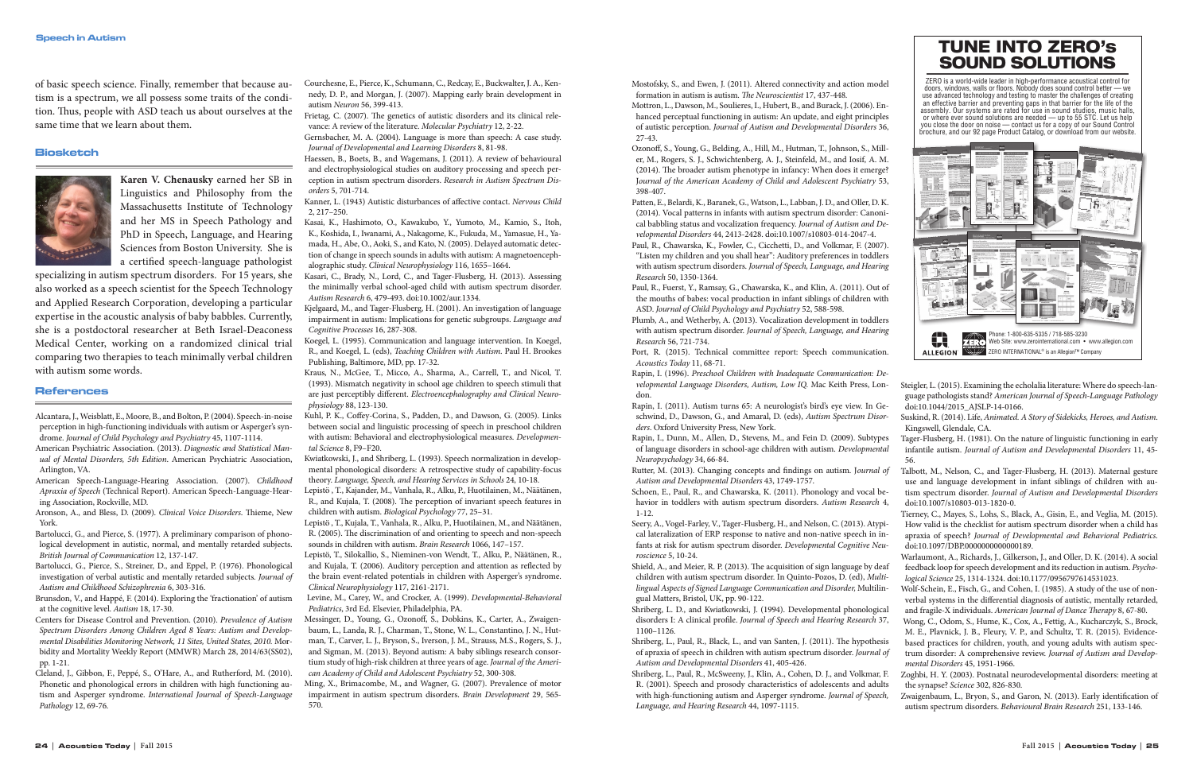of basic speech science. Finally, remember that because autism is a spectrum, we all possess some traits of the condition. Thus, people with ASD teach us about ourselves at the same time that we learn about them.

## Biosketch

**Karen V. Chenausky** earned her SB in Linguistics and Philosophy from the Massachusetts Institute of Technology and her MS in Speech Pathology and PhD in Speech, Language, and Hearing Sciences from Boston University. She is a certified speech-language pathologist specializing in autism spectrum disorders. For 15 years, she also worked as a speech scientist for the Speech Technology and Applied Research Corporation, developing a particular expertise in the acoustic analysis of baby babbles. Currently, she is a postdoctoral researcher at Beth Israel-Deaconess Medical Center, working on a randomized clinical trial comparing two therapies to teach minimally verbal children with autism some words.

## References

Alcantara, J., Weisblatt, E., Moore, B., and Bolton, P. (2004). Speech-in-noise perception in high-functioning individuals with autism or Asperger's syndrome. *Journal of Child Psychology and Psychiatry* 45, 1107-1114.

American Psychiatric Association. (2013). *Diagnostic and Statistical Manual of Mental Disorders, 5th Edition*. American Psychiatric Association, Arlington, VA.

American Speech-Language-Hearing Association. (2007). *Childhood Apraxia of Speech* (Technical Report). American Speech-Language-Hearing Association, Rockville, MD.

Aronson, A., and Bless, D. (2009). *Clinical Voice Disorders*. Thieme, New York.

Bartolucci, G., and Pierce, S. (1977). A preliminary comparison of phonological development in autistic, normal, and mentally retarded subjects. *British Journal of Communication* 12, 137-147.

Bartolucci, G., Pierce, S., Streiner, D., and Eppel, P. (1976). Phonological investigation of verbal autistic and mentally retarded subjects. *Journal of Autism and Childhood Schizophrenia* 6, 303-316.

Brunsdon, V., and Happé, F. (2014). Exploring the 'fractionation' of autism at the cognitive level. *Autism* 18, 17-30.

Centers for Disease Control and Prevention. (2010). *Prevalence of Autism Spectrum Disorders Among Children Aged 8 Years: Autism and Developmental Disabilities Monitoring Network, 11 Sites, United States, 2010.* Morbidity and Mortality Weekly Report (MMWR) March 28, 2014/63(SS02), pp. 1-21.

Cleland, J., Gibbon, F., Peppé, S., O'Hare, A., and Rutherford, M. (2010). Phonetic and phonological errors in children with high functioning autism and Asperger syndrome. *International Journal of Speech-Language Pathology* 12, 69-76.

Courchesne, E., Pierce, K., Schumann, C., Redcay, E., Buckwalter, J. A., Kennedy, D. P., and Morgan, J. (2007). Mapping early brain development in autism *Neuron* 56, 399-413.

Frietag, C. (2007). The genetics of autistic disorders and its clinical relevance: A review of the literature. *Molecular Psychiatry* 12, 2-22.

Gernsbacher, M. A. (2004). Language is more than speech: A case study. *Journal of Developmental and Learning Disorders* 8, 81-98.

Haessen, B., Boets, B., and Wagemans, J. (2011). A review of behavioural and electrophysiological studies on auditory processing and speech perception in autism spectrum disorders. *Research in Autism Spectrum Disorders* 5, 701-714.

Kanner, L. (1943) Autistic disturbances of affective contact. *Nervous Child* 2, 217–250.

Kasai, K., Hashimoto, O., Kawakubo, Y., Yumoto, M., Kamio, S., Itoh, K., Koshida, I., Iwanami, A., Nakagome, K., Fukuda, M., Yamasue, H., Yamada, H., Abe, O., Aoki, S., and Kato, N. (2005). Delayed automatic detection of change in speech sounds in adults with autism: A magnetoencephalographic study. *Clinical Neurophysiology* 116, 1655–1664.

Kasari, C., Brady, N., Lord, C., and Tager-Flusberg, H. (2013). Assessing the minimally verbal school-aged child with autism spectrum disorder. *Autism Research* 6, 479-493. doi:10.1002/aur.1334.

Kjelgaard, M., and Tager-Flusberg, H. (2001). An investigation of language impairment in autism: Implications for genetic subgroups. *Language and Cognitive Processes* 16, 287-308.

Koegel, L. (1995). Communication and language intervention. In Koegel, R., and Koegel, L. (eds), *Teaching Children with Autism*. Paul H. Brookes Publishing, Baltimore, MD, pp. 17-32.

Kraus, N., McGee, T., Micco, A., Sharma, A., Carrell, T., and Nicol, T. (1993). Mismatch negativity in school age children to speech stimuli that are just perceptibly different. *Electroencephalography and Clinical Neurophysiology* 88, 123-130.

Kuhl, P. K., Coffey-Corina, S., Padden, D., and Dawson, G. (2005). Links between social and linguistic processing of speech in preschool children with autism: Behavioral and electrophysiological measures. *Developmental Science* 8, F9–F20.

Kwiatkowski, J., and Shriberg, L. (1993). Speech normalization in developmental phonological disorders: A retrospective study of capability-focus theory. *Language, Speech, and Hearing Services in Schools* 24, 10-18.

Lepistö , T., Kajander, M., Vanhala, R., Alku, P., Huotilainen, M., Näätänen, R., and Kujala, T. (2008). The perception of invariant speech features in children with autism. *Biological Psychology* 77, 25–31.

Lepistö , T., Kujala, T., Vanhala, R., Alku, P., Huotilainen, M., and Näätänen, R. (2005). The discrimination of and orienting to speech and non-speech sounds in children with autism. *Brain Research* 1066, 147–157.

Lepistö, T., Silokallio, S., Nieminen-von Wendt, T., Alku, P., Näätänen, R., and Kujala, T. (2006). Auditory perception and attention as reflected by the brain event-related potentials in children with Asperger's syndrome. *Clinical Neurophysiology* 117, 2161-2171.

Levine, M., Carey, W., and Crocker, A. (1999). *Developmental-Behavioral Pediatrics*, 3rd Ed. Elsevier, Philadelphia, PA.

Messinger, D., Young, G., Ozonoff, S., Dobkins, K., Carter, A., Zwaigenbaum, L., Landa, R. J., Charman, T., Stone, W. L., Constantino, J. N., Hutman, T., Carver, L. J., Bryson, S., Iverson, J. M., Strauss, M.S., Rogers, S. J., and Sigman, M. (2013). Beyond autism: A baby siblings research consortium study of high-risk children at three years of age. *Journal of the American Academy of Child and Adolescent Psychiatry* 52, 300-308.

Ming, X., Brimacombe, M., and Wagner, G. (2007). Prevalence of motor impairment in autism spectrum disorders. *Brain Development* 29, 565-570.

Mostofsky, S., and Ewen, J. (2011). Altered connectivity and action model formation in autism is autism. *The Neuroscientist* 17, 437-448.

Mottron, L., Dawson, M., Soulieres, I., Hubert, B., and Burack, J. (2006). Enhanced perceptual functioning in autism: An update, and eight principles of autistic perception. *Journal of Autism and Developmental Disorders* 36, 27-43.

Ozonoff, S., Young, G., Belding, A., Hill, M., Hutman, T., Johnson, S., Miller, M., Rogers, S. J., Schwichtenberg, A. J., Steinfeld, M., and Iosif, A. M. (2014). The broader autism phenotype in infancy: When does it emerge? *Journal of the American Academy of Child and Adolescent Psychiatry* 53, 398-407.

Patten, E., Belardi, K., Baranek, G., Watson, L., Labban, J. D., and Oller, D. K. (2014). Vocal patterns in infants with autism spectrum disorder: Canonical babbling status and vocalization frequency. *Journal of Autism and Developmental Disorders* 44, 2413-2428. doi:10.1007/s10803-014-2047-4.

Paul, R., Chawarska, K., Fowler, C., Cicchetti, D., and Volkmar, F. (2007). "Listen my children and you shall hear": Auditory preferences in toddlers with autism spectrum disorders. *Journal of Speech, Language, and Hearing Research* 50, 1350-1364.

Paul, R., Fuerst, Y., Ramsay, G., Chawarska, K., and Klin, A. (2011). Out of the mouths of babes: vocal production in infant siblings of children with ASD. *Journal of Child Psychology and Psychiatry* 52, 588-598.

Plumb, A., and Wetherby, A. (2013). Vocalization development in toddlers with autism spectrum disorder. *Journal of Speech, Language, and Hearing Research* 56, 721-734.

Port, R. (2015). Technical committee report: Speech communication. *Acoustics Today* 11, 68-71.

Rapin, I. (1996). *Preschool Children with Inadequate Communication: Developmental Language Disorders, Autism, Low IQ.* Mac Keith Press, London.

Rapin, I. (2011). Autism turns 65: A neurologist's bird's eye view. In Geschwind, D., Dawson, G., and Amaral, D. (eds), *Autism Spectrum Disorders*. Oxford University Press, New York.

Rapin, I., Dunn, M., Allen, D., Stevens, M., and Fein D. (2009). Subtypes of language disorders in school-age children with autism. *Developmental Neuropsychology* 34, 66-84.

Rutter, M. (2013). Changing concepts and findings on autism. *Journal of Autism and Developmental Disorders* 43, 1749-1757.

Schoen, E., Paul, R., and Chawarska, K. (2011). Phonology and vocal behavior in toddlers with autism spectrum disorders. *Autism Research* 4, 1-12.

Seery, A., Vogel-Farley, V., Tager-Flusberg, H., and Nelson, C. (2013). Atypical lateralization of ERP response to native and non-native speech in infants at risk for autism spectrum disorder. *Developmental Cognitive Neuroscience* 5, 10-24.

Shield, A., and Meier, R. P. (2013). The acquisition of sign language by deaf children with autism spectrum disorder. In Quinto-Pozos, D. (ed), *Multilingual Aspects of Signed Language Communication and Disorder,* Multilingual Matters, Bristol, UK, pp. 90-122.

Shriberg, L. D., and Kwiatkowski, J. (1994). Developmental phonological disorders I: A clinical profile. *Journal of Speech and Hearing Research* 37, 1100–1126.

Shriberg, L., Paul, R., Black, L., and van Santen, J. (2011). The hypothesis of apraxia of speech in children with autism spectrum disorder. *Journal of Autism and Developmental Disorders* 41, 405-426.

Shriberg, L., Paul, R., McSweeny, J., Klin, A., Cohen, D. J., and Volkmar, F. R. (2001). Speech and prosody characteristics of adolescents and adults with high-functioning autism and Asperger syndrome. *Journal of Speech, Language, and Hearing Research* 44, 1097-1115.

Steigler, L. (2015). Examining the echolalia literature: Where do speech-language pathologists stand? *American Journal of Speech-Language Pathology* doi:10.1044/2015_AJSLP-14-0166.

Suskind, R. (2014). Life, *Animated. A Story of Sidekicks, Heroes, and Autism*. Kingswell, Glendale, CA.

Tager-Flusberg, H. (1981). On the nature of linguistic functioning in early infantile autism. *Journal of Autism and Developmental Disorders* 11, 45-56.

Talbott, M., Nelson, C., and Tager-Flusberg, H. (2013). Maternal gesture use and language development in infant siblings of children with autism spectrum disorder. *Journal of Autism and Developmental Disorders* doi:10.1007/s10803-013-1820-0.

Tierney, C., Mayes, S., Lohs, S., Black, A., Gisin, E., and Veglia, M. (2015). How valid is the checklist for autism spectrum disorder when a child has apraxia of speech? *Journal of Developmental and Behavioral Pediatrics*. doi:10.1097/DBP.0000000000000189.

Warlaumont, A., Richards, J., Gilkerson, J., and Oller, D. K. (2014). A social feedback loop for speech development and its reduction in autism. *Psychological Science* 25, 1314-1324. doi:10.1177/0956797614531023.

Wolf-Schein, E., Fisch, G., and Cohen, I. (1985). A study of the use of nonverbal systems in the differential diagnosis of autistic, mentally retarded, and fragile-X individuals. *American Journal of Dance Therapy* 8, 67-80.

Wong, C., Odom, S., Hume, K., Cox, A., Fettig, A., Kucharczyk, S., Brock, M. E., Plavnick, J. B., Fleury, V. P., and Schultz, T. R. (2015). Evidence-based practices for children, youth, and young adults with autism spectrum disorder: A comprehensive review. *Journal of Autism and Developmental Disorders* 45, 1951-1966.

Zoghbi, H. Y. (2003). Postnatal neurodevelopmental disorders: meeting at the synapse? *Science* 302, 826-830.

Zwaigenbaum, L., Bryson, S., and Garon, N. (2013). Early identification of autism spectrum disorders. *Behavioural Brain Research* 251, 133-146.

**TUNE INTO ZERO's SOUND SOLUTIONS**

ZERO is a world-wide leader in high-performance acoustical control for doors, windows, walls or floors. Nobody does sound control better — we use advanced technology and testing to master the challenges of creating an effective barrier and preventing gaps in that barrier for the life of the assembly. Our systems are rated for use in sound studios, music halls, or where ever sound solutions are needed — up to 55 STC. Let us help you close the door on noise — contact us for a copy of our Sound Control brochure, and our 92 page Product Catalog, or download from our website.

Phone: 1-800-635-5335 / 718-585-3230
Web Site: www.zerointernational.com • www.allegion.com
ZERO INTERNATIONAL® is an Allegion™ Company